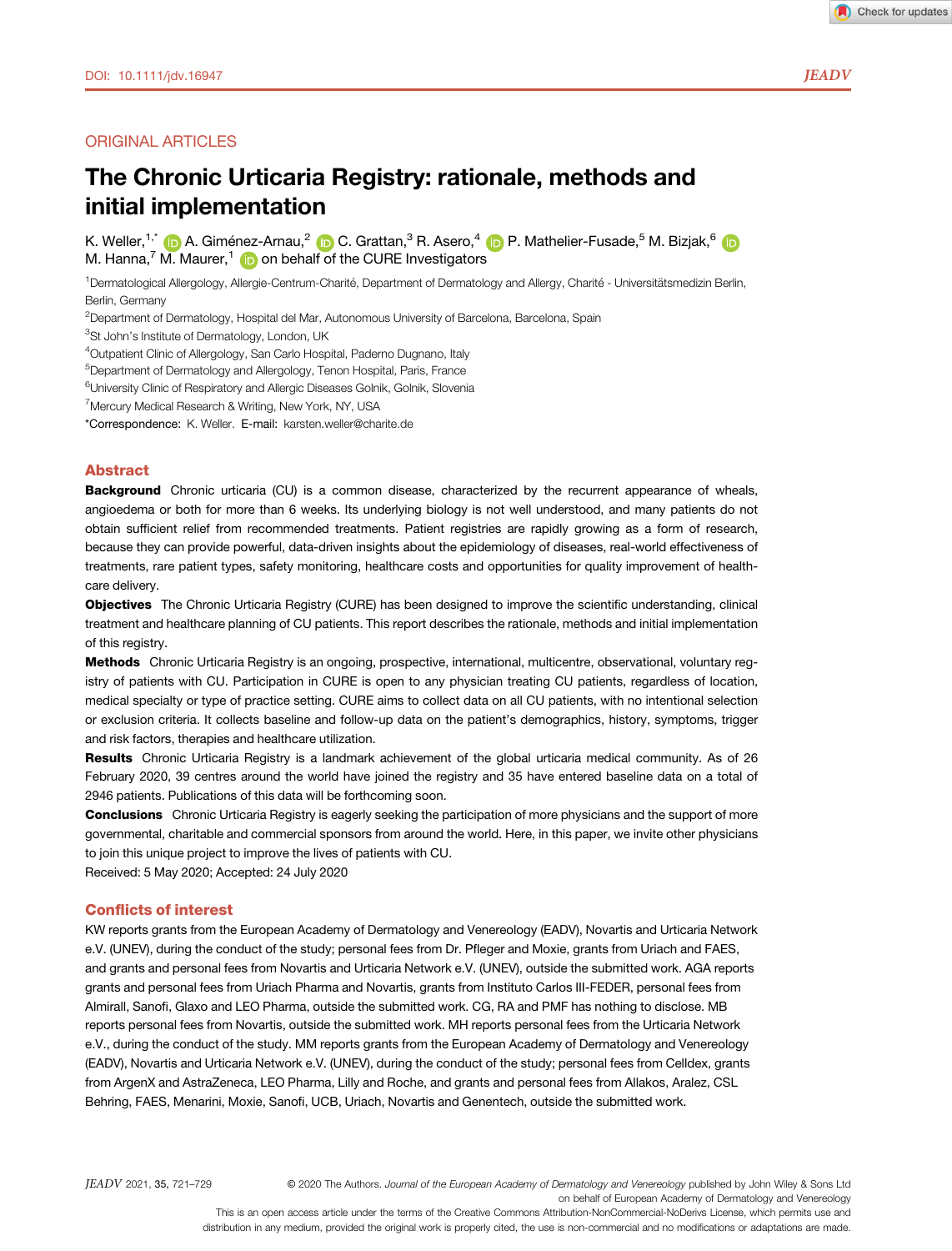DOI: 10.1111/jdv.16947

ORIGINAL ARTICLES

# The Chronic Urticaria Registry: rationale, methods and initial implementation

K. Weller,[1,*] A. Giménez-Arnau,[2] C. Grattan,[3] R. Asero,[4] P. Mathelier-Fusade,[5] M. Bizjak,[6] M. Hanna,[7] M. Maurer,[1] on behalf of the CURE Investigators

[1]Dermatological Allergology, Allergie-Centrum-Charité, Department of Dermatology and Allergy, Charité - Universitätsmedizin Berlin, Berlin, Germany
[2]Department of Dermatology, Hospital del Mar, Autonomous University of Barcelona, Barcelona, Spain
[3]St John's Institute of Dermatology, London, UK
[4]Outpatient Clinic of Allergology, San Carlo Hospital, Paderno Dugnano, Italy
[5]Department of Dermatology and Allergology, Tenon Hospital, Paris, France
[6]University Clinic of Respiratory and Allergic Diseases Golnik, Golnik, Slovenia
[7]Mercury Medical Research & Writing, New York, NY, USA
*Correspondence: K. Weller. E-mail: karsten.weller@charite.de

## Abstract

**Background** Chronic urticaria (CU) is a common disease, characterized by the recurrent appearance of wheals, angioedema or both for more than 6 weeks. Its underlying biology is not well understood, and many patients do not obtain sufficient relief from recommended treatments. Patient registries are rapidly growing as a form of research, because they can provide powerful, data-driven insights about the epidemiology of diseases, real-world effectiveness of treatments, rare patient types, safety monitoring, healthcare costs and opportunities for quality improvement of healthcare delivery.

**Objectives** The Chronic Urticaria Registry (CURE) has been designed to improve the scientific understanding, clinical treatment and healthcare planning of CU patients. This report describes the rationale, methods and initial implementation of this registry.

**Methods** Chronic Urticaria Registry is an ongoing, prospective, international, multicentre, observational, voluntary registry of patients with CU. Participation in CURE is open to any physician treating CU patients, regardless of location, medical specialty or type of practice setting. CURE aims to collect data on all CU patients, with no intentional selection or exclusion criteria. It collects baseline and follow-up data on the patient's demographics, history, symptoms, trigger and risk factors, therapies and healthcare utilization.

**Results** Chronic Urticaria Registry is a landmark achievement of the global urticaria medical community. As of 26 February 2020, 39 centres around the world have joined the registry and 35 have entered baseline data on a total of 2946 patients. Publications of this data will be forthcoming soon.

**Conclusions** Chronic Urticaria Registry is eagerly seeking the participation of more physicians and the support of more governmental, charitable and commercial sponsors from around the world. Here, in this paper, we invite other physicians to join this unique project to improve the lives of patients with CU.

Received: 5 May 2020; Accepted: 24 July 2020

## Conflicts of interest

KW reports grants from the European Academy of Dermatology and Venereology (EADV), Novartis and Urticaria Network e.V. (UNEV), during the conduct of the study; personal fees from Dr. Pfleger and Moxie, grants from Uriach and FAES, and grants and personal fees from Novartis and Urticaria Network e.V. (UNEV), outside the submitted work. AGA reports grants and personal fees from Uriach Pharma and Novartis, grants from Instituto Carlos III-FEDER, personal fees from Almirall, Sanofi, Glaxo and LEO Pharma, outside the submitted work. CG, RA and PMF has nothing to disclose. MB reports personal fees from Novartis, outside the submitted work. MH reports personal fees from the Urticaria Network e.V., during the conduct of the study. MM reports grants from the European Academy of Dermatology and Venereology (EADV), Novartis and Urticaria Network e.V. (UNEV), during the conduct of the study; personal fees from Celldex, grants from ArgenX and AstraZeneca, LEO Pharma, Lilly and Roche, and grants and personal fees from Allakos, Aralez, CSL Behring, FAES, Menarini, Moxie, Sanofi, UCB, Uriach, Novartis and Genentech, outside the submitted work.

© 2020 The Authors. *Journal of the European Academy of Dermatology and Venereology* published by John Wiley & Sons Ltd on behalf of European Academy of Dermatology and Venereology
This is an open access article under the terms of the Creative Commons Attribution-NonCommercial-NoDerivs License, which permits use and distribution in any medium, provided the original work is properly cited, the use is non-commercial and no modifications or adaptations are made.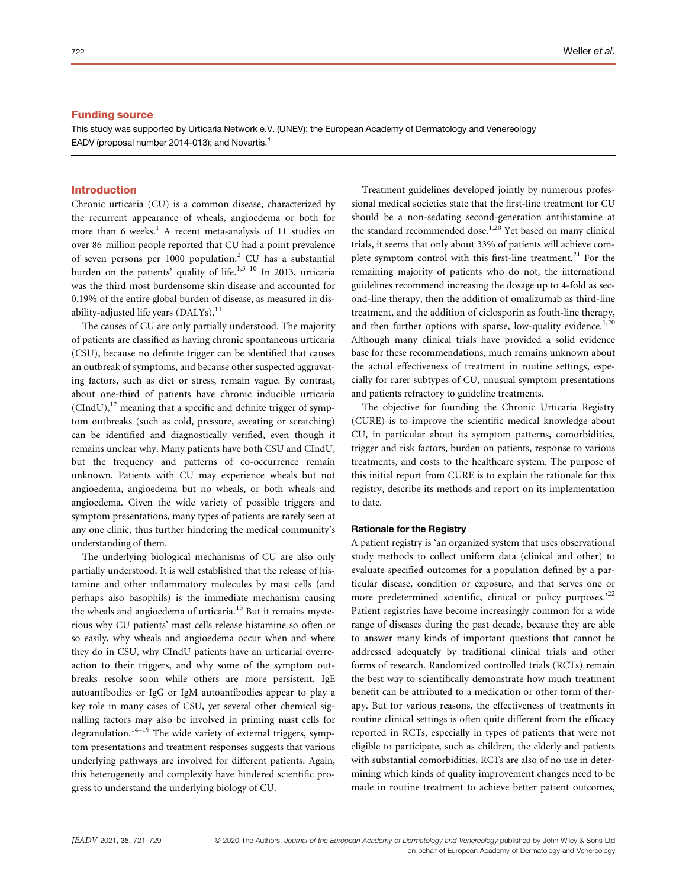## Funding source

This study was supported by Urticaria Network e.V. (UNEV); the European Academy of Dermatology and Venereology – EADV (proposal number 2014-013); and Novartis.[1]

## Introduction

Chronic urticaria (CU) is a common disease, characterized by the recurrent appearance of wheals, angioedema or both for more than 6 weeks.[1] A recent meta-analysis of 11 studies on over 86 million people reported that CU had a point prevalence of seven persons per 1000 population.[2] CU has a substantial burden on the patients' quality of life.[1,3–10] In 2013, urticaria was the third most burdensome skin disease and accounted for 0.19% of the entire global burden of disease, as measured in disability-adjusted life years (DALYs).[11]

The causes of CU are only partially understood. The majority of patients are classified as having chronic spontaneous urticaria (CSU), because no definite trigger can be identified that causes an outbreak of symptoms, and because other suspected aggravating factors, such as diet or stress, remain vague. By contrast, about one-third of patients have chronic inducible urticaria (CIndU),[12] meaning that a specific and definite trigger of symptom outbreaks (such as cold, pressure, sweating or scratching) can be identified and diagnostically verified, even though it remains unclear why. Many patients have both CSU and CIndU, but the frequency and patterns of co-occurrence remain unknown. Patients with CU may experience wheals but not angioedema, angioedema but no wheals, or both wheals and angioedema. Given the wide variety of possible triggers and symptom presentations, many types of patients are rarely seen at any one clinic, thus further hindering the medical community's understanding of them.

The underlying biological mechanisms of CU are also only partially understood. It is well established that the release of histamine and other inflammatory molecules by mast cells (and perhaps also basophils) is the immediate mechanism causing the wheals and angioedema of urticaria.[13] But it remains mysterious why CU patients' mast cells release histamine so often or so easily, why wheals and angioedema occur when and where they do in CSU, why CIndU patients have an urticarial overreaction to their triggers, and why some of the symptom outbreaks resolve soon while others are more persistent. IgE autoantibodies or IgG or IgM autoantibodies appear to play a key role in many cases of CSU, yet several other chemical signalling factors may also be involved in priming mast cells for degranulation.[14–19] The wide variety of external triggers, symptom presentations and treatment responses suggests that various underlying pathways are involved for different patients. Again, this heterogeneity and complexity have hindered scientific progress to understand the underlying biology of CU.

Treatment guidelines developed jointly by numerous professional medical societies state that the first-line treatment for CU should be a non-sedating second-generation antihistamine at the standard recommended dose.[1,20] Yet based on many clinical trials, it seems that only about 33% of patients will achieve complete symptom control with this first-line treatment.[21] For the remaining majority of patients who do not, the international guidelines recommend increasing the dosage up to 4-fold as second-line therapy, then the addition of omalizumab as third-line treatment, and the addition of ciclosporin as fouth-line therapy, and then further options with sparse, low-quality evidence.[1,20] Although many clinical trials have provided a solid evidence base for these recommendations, much remains unknown about the actual effectiveness of treatment in routine settings, especially for rarer subtypes of CU, unusual symptom presentations and patients refractory to guideline treatments.

The objective for founding the Chronic Urticaria Registry (CURE) is to improve the scientific medical knowledge about CU, in particular about its symptom patterns, comorbidities, trigger and risk factors, burden on patients, response to various treatments, and costs to the healthcare system. The purpose of this initial report from CURE is to explain the rationale for this registry, describe its methods and report on its implementation to date.

### Rationale for the Registry

A patient registry is 'an organized system that uses observational study methods to collect uniform data (clinical and other) to evaluate specified outcomes for a population defined by a particular disease, condition or exposure, and that serves one or more predetermined scientific, clinical or policy purposes.'[22] Patient registries have become increasingly common for a wide range of diseases during the past decade, because they are able to answer many kinds of important questions that cannot be addressed adequately by traditional clinical trials and other forms of research. Randomized controlled trials (RCTs) remain the best way to scientifically demonstrate how much treatment benefit can be attributed to a medication or other form of therapy. But for various reasons, the effectiveness of treatments in routine clinical settings is often quite different from the efficacy reported in RCTs, especially in types of patients that were not eligible to participate, such as children, the elderly and patients with substantial comorbidities. RCTs are also of no use in determining which kinds of quality improvement changes need to be made in routine treatment to achieve better patient outcomes,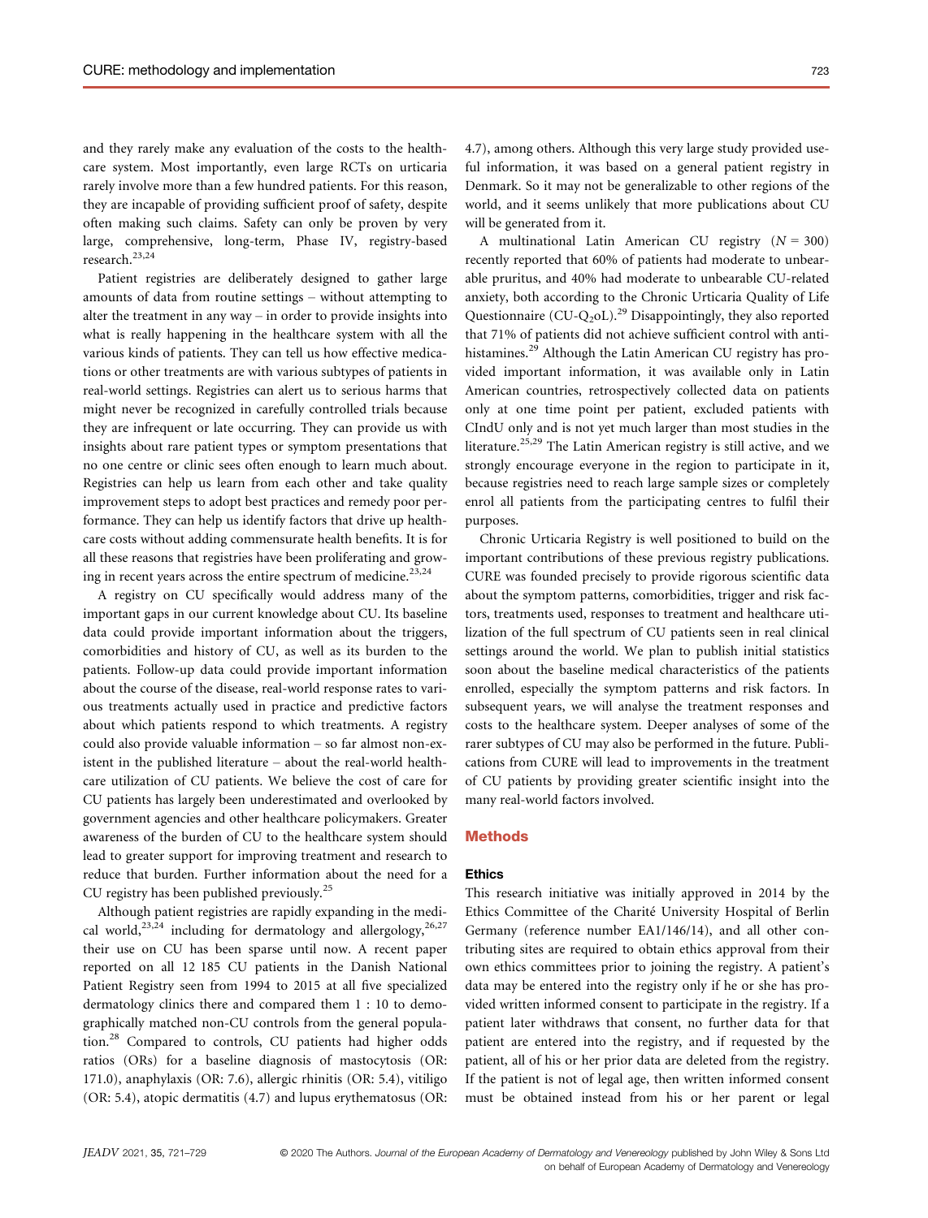and they rarely make any evaluation of the costs to the healthcare system. Most importantly, even large RCTs on urticaria rarely involve more than a few hundred patients. For this reason, they are incapable of providing sufficient proof of safety, despite often making such claims. Safety can only be proven by very large, comprehensive, long-term, Phase IV, registry-based research.[23,24]

Patient registries are deliberately designed to gather large amounts of data from routine settings – without attempting to alter the treatment in any way – in order to provide insights into what is really happening in the healthcare system with all the various kinds of patients. They can tell us how effective medications or other treatments are with various subtypes of patients in real-world settings. Registries can alert us to serious harms that might never be recognized in carefully controlled trials because they are infrequent or late occurring. They can provide us with insights about rare patient types or symptom presentations that no one centre or clinic sees often enough to learn much about. Registries can help us learn from each other and take quality improvement steps to adopt best practices and remedy poor performance. They can help us identify factors that drive up healthcare costs without adding commensurate health benefits. It is for all these reasons that registries have been proliferating and growing in recent years across the entire spectrum of medicine.[23,24]

A registry on CU specifically would address many of the important gaps in our current knowledge about CU. Its baseline data could provide important information about the triggers, comorbidities and history of CU, as well as its burden to the patients. Follow-up data could provide important information about the course of the disease, real-world response rates to various treatments actually used in practice and predictive factors about which patients respond to which treatments. A registry could also provide valuable information – so far almost non-existent in the published literature – about the real-world healthcare utilization of CU patients. We believe the cost of care for CU patients has largely been underestimated and overlooked by government agencies and other healthcare policymakers. Greater awareness of the burden of CU to the healthcare system should lead to greater support for improving treatment and research to reduce that burden. Further information about the need for a CU registry has been published previously.[25]

Although patient registries are rapidly expanding in the medical world,[23,24] including for dermatology and allergology,[26,27] their use on CU has been sparse until now. A recent paper reported on all 12 185 CU patients in the Danish National Patient Registry seen from 1994 to 2015 at all five specialized dermatology clinics there and compared them 1 : 10 to demographically matched non-CU controls from the general population.[28] Compared to controls, CU patients had higher odds ratios (ORs) for a baseline diagnosis of mastocytosis (OR: 171.0), anaphylaxis (OR: 7.6), allergic rhinitis (OR: 5.4), vitiligo (OR: 5.4), atopic dermatitis (4.7) and lupus erythematosus (OR: 4.7), among others. Although this very large study provided useful information, it was based on a general patient registry in Denmark. So it may not be generalizable to other regions of the world, and it seems unlikely that more publications about CU will be generated from it.

A multinational Latin American CU registry ($N = 300$) recently reported that 60% of patients had moderate to unbearable pruritus, and 40% had moderate to unbearable CU-related anxiety, both according to the Chronic Urticaria Quality of Life Questionnaire (CU-$Q_2$oL).[29] Disappointingly, they also reported that 71% of patients did not achieve sufficient control with antihistamines.[29] Although the Latin American CU registry has provided important information, it was available only in Latin American countries, retrospectively collected data on patients only at one time point per patient, excluded patients with CIndU only and is not yet much larger than most studies in the literature.[25,29] The Latin American registry is still active, and we strongly encourage everyone in the region to participate in it, because registries need to reach large sample sizes or completely enrol all patients from the participating centres to fulfil their purposes.

Chronic Urticaria Registry is well positioned to build on the important contributions of these previous registry publications. CURE was founded precisely to provide rigorous scientific data about the symptom patterns, comorbidities, trigger and risk factors, treatments used, responses to treatment and healthcare utilization of the full spectrum of CU patients seen in real clinical settings around the world. We plan to publish initial statistics soon about the baseline medical characteristics of the patients enrolled, especially the symptom patterns and risk factors. In subsequent years, we will analyse the treatment responses and costs to the healthcare system. Deeper analyses of some of the rarer subtypes of CU may also be performed in the future. Publications from CURE will lead to improvements in the treatment of CU patients by providing greater scientific insight into the many real-world factors involved.

## Methods

### Ethics

This research initiative was initially approved in 2014 by the Ethics Committee of the Charité University Hospital of Berlin Germany (reference number EA1/146/14), and all other contributing sites are required to obtain ethics approval from their own ethics committees prior to joining the registry. A patient's data may be entered into the registry only if he or she has provided written informed consent to participate in the registry. If a patient later withdraws that consent, no further data for that patient are entered into the registry, and if requested by the patient, all of his or her prior data are deleted from the registry. If the patient is not of legal age, then written informed consent must be obtained instead from his or her parent or legal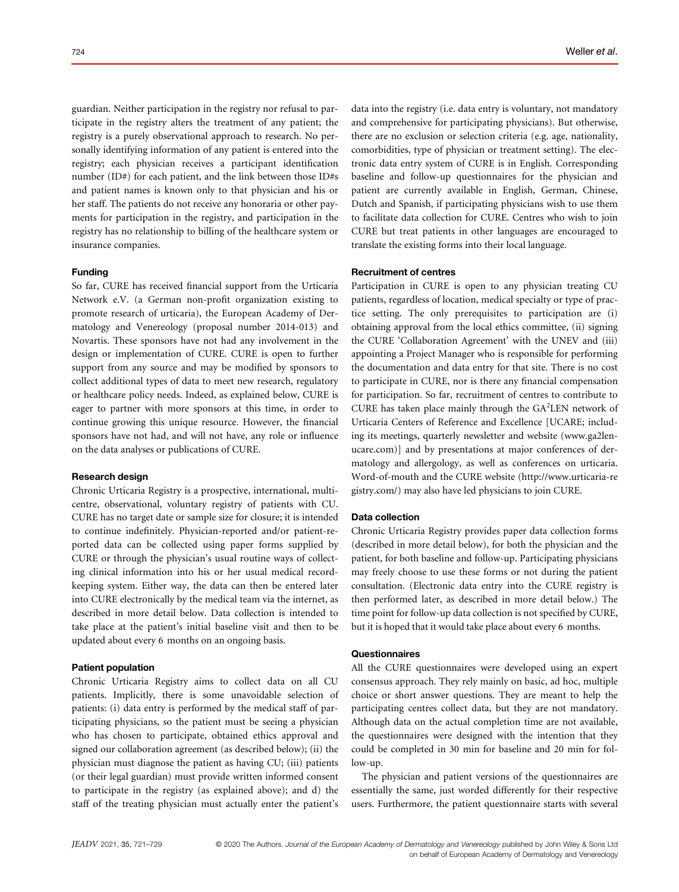guardian. Neither participation in the registry nor refusal to participate in the registry alters the treatment of any patient; the registry is a purely observational approach to research. No personally identifying information of any patient is entered into the registry; each physician receives a participant identification number (ID#) for each patient, and the link between those ID#s and patient names is known only to that physician and his or her staff. The patients do not receive any honoraria or other payments for participation in the registry, and participation in the registry has no relationship to billing of the healthcare system or insurance companies.

#### Funding

So far, CURE has received financial support from the Urticaria Network e.V. (a German non-profit organization existing to promote research of urticaria), the European Academy of Dermatology and Venereology (proposal number 2014-013) and Novartis. These sponsors have not had any involvement in the design or implementation of CURE. CURE is open to further support from any source and may be modified by sponsors to collect additional types of data to meet new research, regulatory or healthcare policy needs. Indeed, as explained below, CURE is eager to partner with more sponsors at this time, in order to continue growing this unique resource. However, the financial sponsors have not had, and will not have, any role or influence on the data analyses or publications of CURE.

#### Research design

Chronic Urticaria Registry is a prospective, international, multicentre, observational, voluntary registry of patients with CU. CURE has no target date or sample size for closure; it is intended to continue indefinitely. Physician-reported and/or patient-reported data can be collected using paper forms supplied by CURE or through the physician's usual routine ways of collecting clinical information into his or her usual medical record-keeping system. Either way, the data can then be entered later into CURE electronically by the medical team via the internet, as described in more detail below. Data collection is intended to take place at the patient's initial baseline visit and then to be updated about every 6 months on an ongoing basis.

#### Patient population

Chronic Urticaria Registry aims to collect data on all CU patients. Implicitly, there is some unavoidable selection of patients: (i) data entry is performed by the medical staff of participating physicians, so the patient must be seeing a physician who has chosen to participate, obtained ethics approval and signed our collaboration agreement (as described below); (ii) the physician must diagnose the patient as having CU; (iii) patients (or their legal guardian) must provide written informed consent to participate in the registry (as explained above); and d) the staff of the treating physician must actually enter the patient's data into the registry (i.e. data entry is voluntary, not mandatory and comprehensive for participating physicians). But otherwise, there are no exclusion or selection criteria (e.g. age, nationality, comorbidities, type of physician or treatment setting). The electronic data entry system of CURE is in English. Corresponding baseline and follow-up questionnaires for the physician and patient are currently available in English, German, Chinese, Dutch and Spanish, if participating physicians wish to use them to facilitate data collection for CURE. Centres who wish to join CURE but treat patients in other languages are encouraged to translate the existing forms into their local language.

#### Recruitment of centres

Participation in CURE is open to any physician treating CU patients, regardless of location, medical specialty or type of practice setting. The only prerequisites to participation are (i) obtaining approval from the local ethics committee, (ii) signing the CURE 'Collaboration Agreement' with the UNEV and (iii) appointing a Project Manager who is responsible for performing the documentation and data entry for that site. There is no cost to participate in CURE, nor is there any financial compensation for participation. So far, recruitment of centres to contribute to CURE has taken place mainly through the GA$^2$LEN network of Urticaria Centers of Reference and Excellence [UCARE; including its meetings, quarterly newsletter and website (www.ga2len-ucare.com)] and by presentations at major conferences of dermatology and allergology, as well as conferences on urticaria. Word-of-mouth and the CURE website (http://www.urticaria-registry.com/) may also have led physicians to join CURE.

#### Data collection

Chronic Urticaria Registry provides paper data collection forms (described in more detail below), for both the physician and the patient, for both baseline and follow-up. Participating physicians may freely choose to use these forms or not during the patient consultation. (Electronic data entry into the CURE registry is then performed later, as described in more detail below.) The time point for follow-up data collection is not specified by CURE, but it is hoped that it would take place about every 6 months.

#### Questionnaires

All the CURE questionnaires were developed using an expert consensus approach. They rely mainly on basic, ad hoc, multiple choice or short answer questions. They are meant to help the participating centres collect data, but they are not mandatory. Although data on the actual completion time are not available, the questionnaires were designed with the intention that they could be completed in 30 min for baseline and 20 min for follow-up.

The physician and patient versions of the questionnaires are essentially the same, just worded differently for their respective users. Furthermore, the patient questionnaire starts with several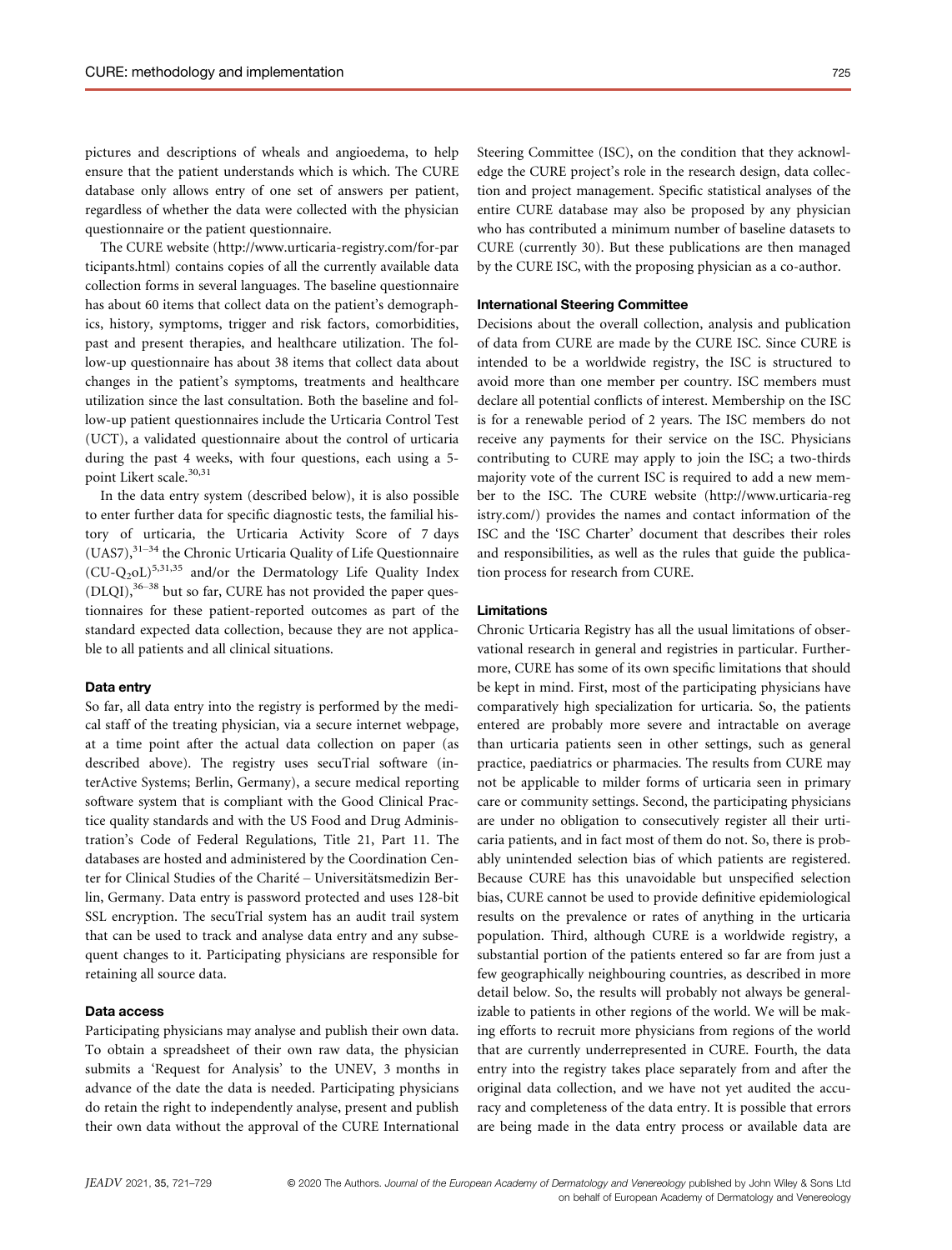pictures and descriptions of wheals and angioedema, to help ensure that the patient understands which is which. The CURE database only allows entry of one set of answers per patient, regardless of whether the data were collected with the physician questionnaire or the patient questionnaire.

The CURE website (http://www.urticaria-registry.com/for-participants.html) contains copies of all the currently available data collection forms in several languages. The baseline questionnaire has about 60 items that collect data on the patient's demographics, history, symptoms, trigger and risk factors, comorbidities, past and present therapies, and healthcare utilization. The follow-up questionnaire has about 38 items that collect data about changes in the patient's symptoms, treatments and healthcare utilization since the last consultation. Both the baseline and follow-up patient questionnaires include the Urticaria Control Test (UCT), a validated questionnaire about the control of urticaria during the past 4 weeks, with four questions, each using a 5-point Likert scale.[30,31]

In the data entry system (described below), it is also possible to enter further data for specific diagnostic tests, the familial history of urticaria, the Urticaria Activity Score of 7 days (UAS7),[31–34] the Chronic Urticaria Quality of Life Questionnaire (CU-$Q_2$oL)[5,31,35] and/or the Dermatology Life Quality Index (DLQI),[36–38] but so far, CURE has not provided the paper questionnaires for these patient-reported outcomes as part of the standard expected data collection, because they are not applicable to all patients and all clinical situations.

#### Data entry

So far, all data entry into the registry is performed by the medical staff of the treating physician, via a secure internet webpage, at a time point after the actual data collection on paper (as described above). The registry uses secuTrial software (interActive Systems; Berlin, Germany), a secure medical reporting software system that is compliant with the Good Clinical Practice quality standards and with the US Food and Drug Administration's Code of Federal Regulations, Title 21, Part 11. The databases are hosted and administered by the Coordination Center for Clinical Studies of the Charité – Universitätsmedizin Berlin, Germany. Data entry is password protected and uses 128-bit SSL encryption. The secuTrial system has an audit trail system that can be used to track and analyse data entry and any subsequent changes to it. Participating physicians are responsible for retaining all source data.

#### Data access

Participating physicians may analyse and publish their own data. To obtain a spreadsheet of their own raw data, the physician submits a 'Request for Analysis' to the UNEV, 3 months in advance of the date the data is needed. Participating physicians do retain the right to independently analyse, present and publish their own data without the approval of the CURE International Steering Committee (ISC), on the condition that they acknowledge the CURE project's role in the research design, data collection and project management. Specific statistical analyses of the entire CURE database may also be proposed by any physician who has contributed a minimum number of baseline datasets to CURE (currently 30). But these publications are then managed by the CURE ISC, with the proposing physician as a co-author.

#### International Steering Committee

Decisions about the overall collection, analysis and publication of data from CURE are made by the CURE ISC. Since CURE is intended to be a worldwide registry, the ISC is structured to avoid more than one member per country. ISC members must declare all potential conflicts of interest. Membership on the ISC is for a renewable period of 2 years. The ISC members do not receive any payments for their service on the ISC. Physicians contributing to CURE may apply to join the ISC; a two-thirds majority vote of the current ISC is required to add a new member to the ISC. The CURE website (http://www.urticaria-registry.com/) provides the names and contact information of the ISC and the 'ISC Charter' document that describes their roles and responsibilities, as well as the rules that guide the publication process for research from CURE.

#### Limitations

Chronic Urticaria Registry has all the usual limitations of observational research in general and registries in particular. Furthermore, CURE has some of its own specific limitations that should be kept in mind. First, most of the participating physicians have comparatively high specialization for urticaria. So, the patients entered are probably more severe and intractable on average than urticaria patients seen in other settings, such as general practice, paediatrics or pharmacies. The results from CURE may not be applicable to milder forms of urticaria seen in primary care or community settings. Second, the participating physicians are under no obligation to consecutively register all their urticaria patients, and in fact most of them do not. So, there is probably unintended selection bias of which patients are registered. Because CURE has this unavoidable but unspecified selection bias, CURE cannot be used to provide definitive epidemiological results on the prevalence or rates of anything in the urticaria population. Third, although CURE is a worldwide registry, a substantial portion of the patients entered so far are from just a few geographically neighbouring countries, as described in more detail below. So, the results will probably not always be generalizable to patients in other regions of the world. We will be making efforts to recruit more physicians from regions of the world that are currently underrepresented in CURE. Fourth, the data entry into the registry takes place separately from and after the original data collection, and we have not yet audited the accuracy and completeness of the data entry. It is possible that errors are being made in the data entry process or available data are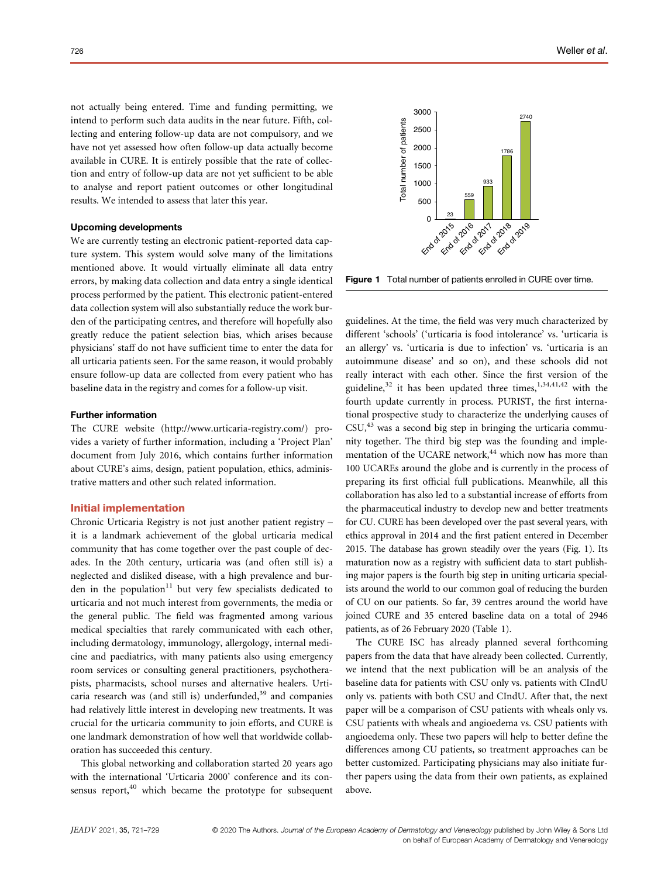not actually being entered. Time and funding permitting, we intend to perform such data audits in the near future. Fifth, collecting and entering follow-up data are not compulsory, and we have not yet assessed how often follow-up data actually become available in CURE. It is entirely possible that the rate of collection and entry of follow-up data are not yet sufficient to be able to analyse and report patient outcomes or other longitudinal results. We intended to assess that later this year.

#### Upcoming developments

We are currently testing an electronic patient-reported data capture system. This system would solve many of the limitations mentioned above. It would virtually eliminate all data entry errors, by making data collection and data entry a single identical process performed by the patient. This electronic patient-entered data collection system will also substantially reduce the work burden of the participating centres, and therefore will hopefully also greatly reduce the patient selection bias, which arises because physicians' staff do not have sufficient time to enter the data for all urticaria patients seen. For the same reason, it would probably ensure follow-up data are collected from every patient who has baseline data in the registry and comes for a follow-up visit.

#### Further information

The CURE website (http://www.urticaria-registry.com/) provides a variety of further information, including a 'Project Plan' document from July 2016, which contains further information about CURE's aims, design, patient population, ethics, administrative matters and other such related information.

### Initial implementation

Chronic Urticaria Registry is not just another patient registry – it is a landmark achievement of the global urticaria medical community that has come together over the past couple of decades. In the 20th century, urticaria was (and often still is) a neglected and disliked disease, with a high prevalence and burden in the population[11] but very few specialists dedicated to urticaria and not much interest from governments, the media or the general public. The field was fragmented among various medical specialties that rarely communicated with each other, including dermatology, immunology, allergology, internal medicine and paediatrics, with many patients also using emergency room services or consulting general practitioners, psychotherapists, pharmacists, school nurses and alternative healers. Urticaria research was (and still is) underfunded,[39] and companies had relatively little interest in developing new treatments. It was crucial for the urticaria community to join efforts, and CURE is one landmark demonstration of how well that worldwide collaboration has succeeded this century.

This global networking and collaboration started 20 years ago with the international 'Urticaria 2000' conference and its consensus report,[40] which became the prototype for subsequent guidelines. At the time, the field was very much characterized by different 'schools' ('urticaria is food intolerance' vs. 'urticaria is an allergy' vs. 'urticaria is due to infection' vs. 'urticaria is an autoimmune disease' and so on), and these schools did not really interact with each other. Since the first version of the guideline,[32] it has been updated three times,[1,34,41,42] with the fourth update currently in process. PURIST, the first international prospective study to characterize the underlying causes of CSU,[43] was a second big step in bringing the urticaria community together. The third big step was the founding and implementation of the UCARE network,[44] which now has more than 100 UCAREs around the globe and is currently in the process of preparing its first official full publications. Meanwhile, all this collaboration has also led to a substantial increase of efforts from the pharmaceutical industry to develop new and better treatments for CU. CURE has been developed over the past several years, with ethics approval in 2014 and the first patient entered in December 2015. The database has grown steadily over the years (Fig. 1). Its maturation now as a registry with sufficient data to start publishing major papers is the fourth big step in uniting urticaria specialists around the world to our common goal of reducing the burden of CU on our patients. So far, 39 centres around the world have joined CURE and 35 entered baseline data on a total of 2946 patients, as of 26 February 2020 (Table 1).

The CURE ISC has already planned several forthcoming papers from the data that have already been collected. Currently, we intend that the next publication will be an analysis of the baseline data for patients with CSU only vs. patients with CIndU only vs. patients with both CSU and CIndU. After that, the next paper will be a comparison of CSU patients with wheals only vs. CSU patients with wheals and angioedema vs. CSU patients with angioedema only. These two papers will help to better define the differences among CU patients, so treatment approaches can be better customized. Participating physicians may also initiate further papers using the data from their own patients, as explained above.

| | Total number of patients |
|---|---|
| End of 2015 | 23 |
| End of 2016 | 559 |
| End of 2017 | 933 |
| End of 2018 | 1786 |
| End of 2019 | 2740 |

**Figure 1** Total number of patients enrolled in CURE over time.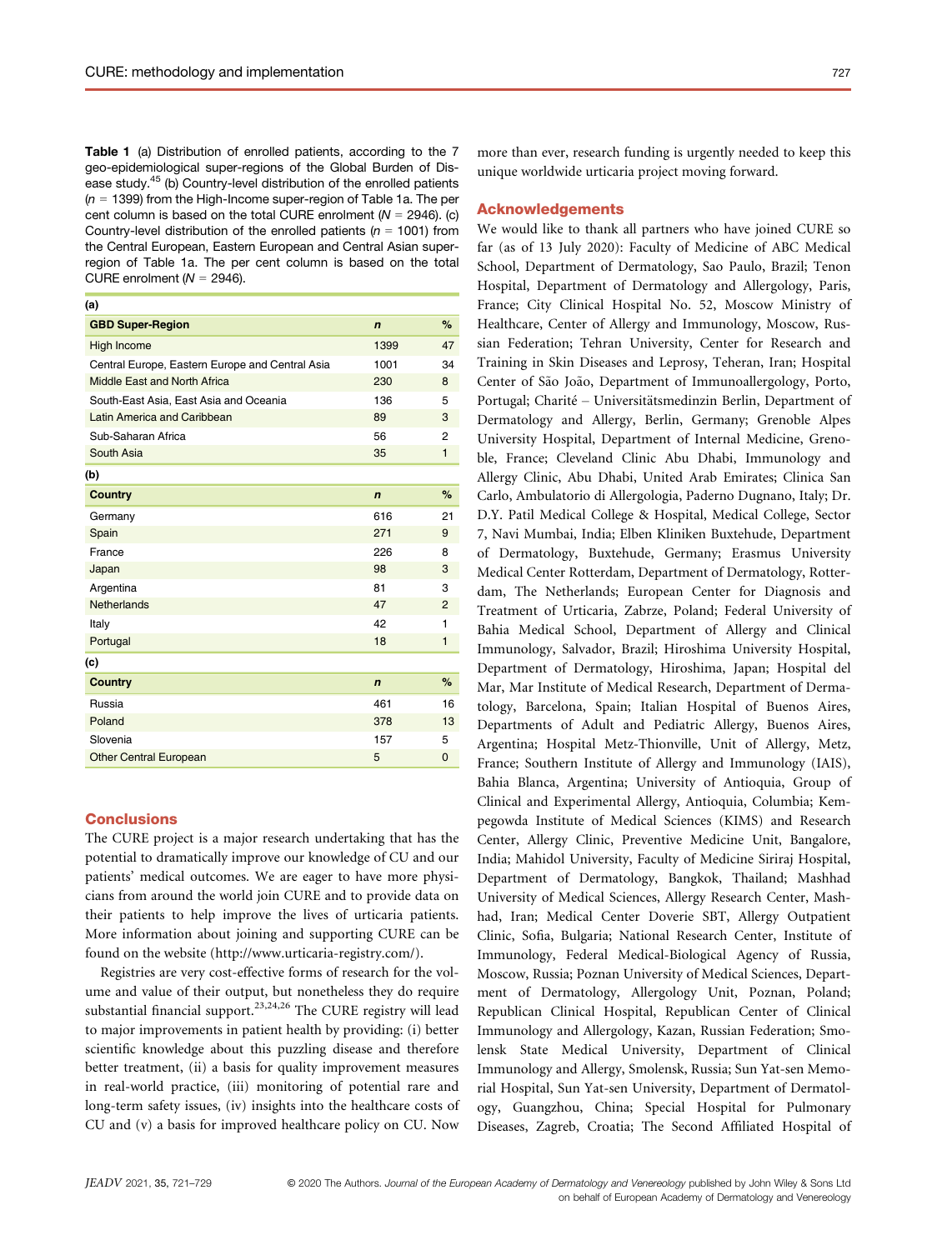**Table 1** (a) Distribution of enrolled patients, according to the 7 geo-epidemiological super-regions of the Global Burden of Disease study.[45] (b) Country-level distribution of the enrolled patients ($n$ = 1399) from the High-Income super-region of Table 1a. The per cent column is based on the total CURE enrolment ($N$ = 2946). (c) Country-level distribution of the enrolled patients ($n$ = 1001) from the Central European, Eastern European and Central Asian super-region of Table 1a. The per cent column is based on the total CURE enrolment ($N$ = 2946).

**(a)**

| GBD Super-Region | *n* | % |
|---|---|---|
| High Income | 1399 | 47 |
| Central Europe, Eastern Europe and Central Asia | 1001 | 34 |
| Middle East and North Africa | 230 | 8 |
| South-East Asia, East Asia and Oceania | 136 | 5 |
| Latin America and Caribbean | 89 | 3 |
| Sub-Saharan Africa | 56 | 2 |
| South Asia | 35 | 1 |

**(b)**

| Country | *n* | % |
|---|---|---|
| Germany | 616 | 21 |
| Spain | 271 | 9 |
| France | 226 | 8 |
| Japan | 98 | 3 |
| Argentina | 81 | 3 |
| Netherlands | 47 | 2 |
| Italy | 42 | 1 |
| Portugal | 18 | 1 |

**(c)**

| Country | *n* | % |
|---|---|---|
| Russia | 461 | 16 |
| Poland | 378 | 13 |
| Slovenia | 157 | 5 |
| Other Central European | 5 | 0 |

## Conclusions

The CURE project is a major research undertaking that has the potential to dramatically improve our knowledge of CU and our patients' medical outcomes. We are eager to have more physicians from around the world join CURE and to provide data on their patients to help improve the lives of urticaria patients. More information about joining and supporting CURE can be found on the website (http://www.urticaria-registry.com/).

Registries are very cost-effective forms of research for the volume and value of their output, but nonetheless they do require substantial financial support.[23,24,26] The CURE registry will lead to major improvements in patient health by providing: (i) better scientific knowledge about this puzzling disease and therefore better treatment, (ii) a basis for quality improvement measures in real-world practice, (iii) monitoring of potential rare and long-term safety issues, (iv) insights into the healthcare costs of CU and (v) a basis for improved healthcare policy on CU. Now more than ever, research funding is urgently needed to keep this unique worldwide urticaria project moving forward.

## Acknowledgements

We would like to thank all partners who have joined CURE so far (as of 13 July 2020): Faculty of Medicine of ABC Medical School, Department of Dermatology, Sao Paulo, Brazil; Tenon Hospital, Department of Dermatology and Allergology, Paris, France; City Clinical Hospital No. 52, Moscow Ministry of Healthcare, Center of Allergy and Immunology, Moscow, Russian Federation; Tehran University, Center for Research and Training in Skin Diseases and Leprosy, Teheran, Iran; Hospital Center of São João, Department of Immunoallergology, Porto, Portugal; Charité – Universitätsmedinzin Berlin, Department of Dermatology and Allergy, Berlin, Germany; Grenoble Alpes University Hospital, Department of Internal Medicine, Grenoble, France; Cleveland Clinic Abu Dhabi, Immunology and Allergy Clinic, Abu Dhabi, United Arab Emirates; Clinica San Carlo, Ambulatorio di Allergologia, Paderno Dugnano, Italy; Dr. D.Y. Patil Medical College & Hospital, Medical College, Sector 7, Navi Mumbai, India; Elben Kliniken Buxtehude, Department of Dermatology, Buxtehude, Germany; Erasmus University Medical Center Rotterdam, Department of Dermatology, Rotterdam, The Netherlands; European Center for Diagnosis and Treatment of Urticaria, Zabrze, Poland; Federal University of Bahia Medical School, Department of Allergy and Clinical Immunology, Salvador, Brazil; Hiroshima University Hospital, Department of Dermatology, Hiroshima, Japan; Hospital del Mar, Mar Institute of Medical Research, Department of Dermatology, Barcelona, Spain; Italian Hospital of Buenos Aires, Departments of Adult and Pediatric Allergy, Buenos Aires, Argentina; Hospital Metz-Thionville, Unit of Allergy, Metz, France; Southern Institute of Allergy and Immunology (IAIS), Bahia Blanca, Argentina; University of Antioquia, Group of Clinical and Experimental Allergy, Antioquia, Columbia; Kempegowda Institute of Medical Sciences (KIMS) and Research Center, Allergy Clinic, Preventive Medicine Unit, Bangalore, India; Mahidol University, Faculty of Medicine Siriraj Hospital, Department of Dermatology, Bangkok, Thailand; Mashhad University of Medical Sciences, Allergy Research Center, Mashhad, Iran; Medical Center Doverie SBT, Allergy Outpatient Clinic, Sofia, Bulgaria; National Research Center, Institute of Immunology, Federal Medical-Biological Agency of Russia, Moscow, Russia; Poznan University of Medical Sciences, Department of Dermatology, Allergology Unit, Poznan, Poland; Republican Clinical Hospital, Republican Center of Clinical Immunology and Allergology, Kazan, Russian Federation; Smolensk State Medical University, Department of Clinical Immunology and Allergy, Smolensk, Russia; Sun Yat-sen Memorial Hospital, Sun Yat-sen University, Department of Dermatology, Guangzhou, China; Special Hospital for Pulmonary Diseases, Zagreb, Croatia; The Second Affiliated Hospital of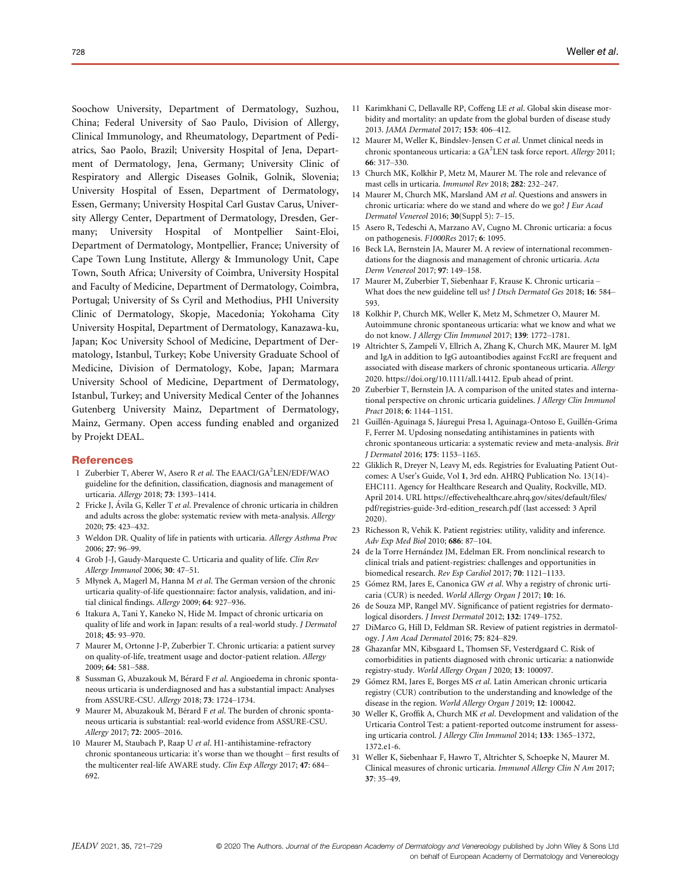Soochow University, Department of Dermatology, Suzhou, China; Federal University of Sao Paulo, Division of Allergy, Clinical Immunology, and Rheumatology, Department of Pediatrics, Sao Paolo, Brazil; University Hospital of Jena, Department of Dermatology, Jena, Germany; University Clinic of Respiratory and Allergic Diseases Golnik, Golnik, Slovenia; University Hospital of Essen, Department of Dermatology, Essen, Germany; University Hospital Carl Gustav Carus, University Allergy Center, Department of Dermatology, Dresden, Germany; University Hospital of Montpellier Saint-Eloi, Department of Dermatology, Montpellier, France; University of Cape Town Lung Institute, Allergy & Immunology Unit, Cape Town, South Africa; University of Coimbra, University Hospital and Faculty of Medicine, Department of Dermatology, Coimbra, Portugal; University of Ss Cyril and Methodius, PHI University Clinic of Dermatology, Skopje, Macedonia; Yokohama City University Hospital, Department of Dermatology, Kanazawa-ku, Japan; Koc University School of Medicine, Department of Dermatology, Istanbul, Turkey; Kobe University Graduate School of Medicine, Division of Dermatology, Kobe, Japan; Marmara University School of Medicine, Department of Dermatology, Istanbul, Turkey; and University Medical Center of the Johannes Gutenberg University Mainz, Department of Dermatology, Mainz, Germany. Open access funding enabled and organized by Projekt DEAL.

## References

1 Zuberbier T, Aberer W, Asero R *et al*. The EAACI/GA$^2$LEN/EDF/WAO guideline for the definition, classification, diagnosis and management of urticaria. *Allergy* 2018; **73**: 1393–1414.

2 Fricke J, Ávila G, Keller T *et al*. Prevalence of chronic urticaria in children and adults across the globe: systematic review with meta-analysis. *Allergy* 2020; **75**: 423–432.

3 Weldon DR. Quality of life in patients with urticaria. *Allergy Asthma Proc* 2006; **27**: 96–99.

4 Grob J-J, Gaudy-Marqueste C. Urticaria and quality of life. *Clin Rev Allergy Immunol* 2006; **30**: 47–51.

5 Młynek A, Magerl M, Hanna M *et al*. The German version of the chronic urticaria quality-of-life questionnaire: factor analysis, validation, and initial clinical findings. *Allergy* 2009; **64**: 927–936.

6 Itakura A, Tani Y, Kaneko N, Hide M. Impact of chronic urticaria on quality of life and work in Japan: results of a real-world study. *J Dermatol* 2018; **45**: 93–970.

7 Maurer M, Ortonne J-P, Zuberbier T. Chronic urticaria: a patient survey on quality-of-life, treatment usage and doctor-patient relation. *Allergy* 2009; **64**: 581–588.

8 Sussman G, Abuzakouk M, Bérard F *et al*. Angioedema in chronic spontaneous urticaria is underdiagnosed and has a substantial impact: Analyses from ASSURE-CSU. *Allergy* 2018; **73**: 1724–1734.

9 Maurer M, Abuzakouk M, Bérard F *et al*. The burden of chronic spontaneous urticaria is substantial: real-world evidence from ASSURE-CSU. *Allergy* 2017; **72**: 2005–2016.

10 Maurer M, Staubach P, Raap U *et al*. H1-antihistamine-refractory chronic spontaneous urticaria: it's worse than we thought – first results of the multicenter real-life AWARE study. *Clin Exp Allergy* 2017; **47**: 684–692.

11 Karimkhani C, Dellavalle RP, Coffeng LE *et al*. Global skin disease morbidity and mortality: an update from the global burden of disease study 2013. *JAMA Dermatol* 2017; **153**: 406–412.

12 Maurer M, Weller K, Bindslev-Jensen C *et al*. Unmet clinical needs in chronic spontaneous urticaria: a GA$^2$LEN task force report. *Allergy* 2011; **66**: 317–330.

13 Church MK, Kolkhir P, Metz M, Maurer M. The role and relevance of mast cells in urticaria. *Immunol Rev* 2018; **282**: 232–247.

14 Maurer M, Church MK, Marsland AM *et al*. Questions and answers in chronic urticaria: where do we stand and where do we go? *J Eur Acad Dermatol Venereol* 2016; **30**(Suppl 5): 7–15.

15 Asero R, Tedeschi A, Marzano AV, Cugno M. Chronic urticaria: a focus on pathogenesis. *F1000Res* 2017; **6**: 1095.

16 Beck LA, Bernstein JA, Maurer M. A review of international recommendations for the diagnosis and management of chronic urticaria. *Acta Derm Venereol* 2017; **97**: 149–158.

17 Maurer M, Zuberbier T, Siebenhaar F, Krause K. Chronic urticaria – What does the new guideline tell us? *J Dtsch Dermatol Ges* 2018; **16**: 584–593.

18 Kolkhir P, Church MK, Weller K, Metz M, Schmetzer O, Maurer M. Autoimmune chronic spontaneous urticaria: what we know and what we do not know. *J Allergy Clin Immunol* 2017; **139**: 1772–1781.

19 Altrichter S, Zampeli V, Ellrich A, Zhang K, Church MK, Maurer M. IgM and IgA in addition to IgG autoantibodies against FcεRI are frequent and associated with disease markers of chronic spontaneous urticaria. *Allergy* 2020. https://doi.org/10.1111/all.14412. Epub ahead of print.

20 Zuberbier T, Bernstein JA. A comparison of the united states and international perspective on chronic urticaria guidelines. *J Allergy Clin Immunol Pract* 2018; **6**: 1144–1151.

21 Guillén-Aguinaga S, Jáuregui Presa I, Aguinaga-Ontoso E, Guillén-Grima F, Ferrer M. Updosing nonsedating antihistamines in patients with chronic spontaneous urticaria: a systematic review and meta-analysis. *Brit J Dermatol* 2016; **175**: 1153–1165.

22 Gliklich R, Dreyer N, Leavy M, eds. Registries for Evaluating Patient Outcomes: A User's Guide, Vol **1**, 3rd edn. AHRQ Publication No. 13(14)-EHC111. Agency for Healthcare Research and Quality, Rockville, MD. April 2014. URL https://effectivehealthcare.ahrq.gov/sites/default/files/pdf/registries-guide-3rd-edition_research.pdf (last accessed: 3 April 2020).

23 Richesson R, Vehik K. Patient registries: utility, validity and inference. *Adv Exp Med Biol* 2010; **686**: 87–104.

24 de la Torre Hernández JM, Edelman ER. From nonclinical research to clinical trials and patient-registries: challenges and opportunities in biomedical research. *Rev Esp Cardiol* 2017; **70**: 1121–1133.

25 Gómez RM, Jares E, Canonica GW *et al*. Why a registry of chronic urticaria (CUR) is needed. *World Allergy Organ J* 2017; **10**: 16.

26 de Souza MP, Rangel MV. Significance of patient registries for dermatological disorders. *J Invest Dermatol* 2012; **132**: 1749–1752.

27 DiMarco G, Hill D, Feldman SR. Review of patient registries in dermatology. *J Am Acad Dermatol* 2016; **75**: 824–829.

28 Ghazanfar MN, Kibsgaard L, Thomsen SF, Vesterdgaard C. Risk of comorbidities in patients diagnosed with chronic urticaria: a nationwide registry-study. *World Allergy Organ J* 2020; **13**: 100097.

29 Gómez RM, Jares E, Borges MS *et al*. Latin American chronic urticaria registry (CUR) contribution to the understanding and knowledge of the disease in the region. *World Allergy Organ J* 2019; **12**: 100042.

30 Weller K, Groffik A, Church MK *et al*. Development and validation of the Urticaria Control Test: a patient-reported outcome instrument for assessing urticaria control. *J Allergy Clin Immunol* 2014; **133**: 1365–1372, 1372.e1-6.

31 Weller K, Siebenhaar F, Hawro T, Altrichter S, Schoepke N, Maurer M. Clinical measures of chronic urticaria. *Immunol Allergy Clin N Am* 2017; **37**: 35–49.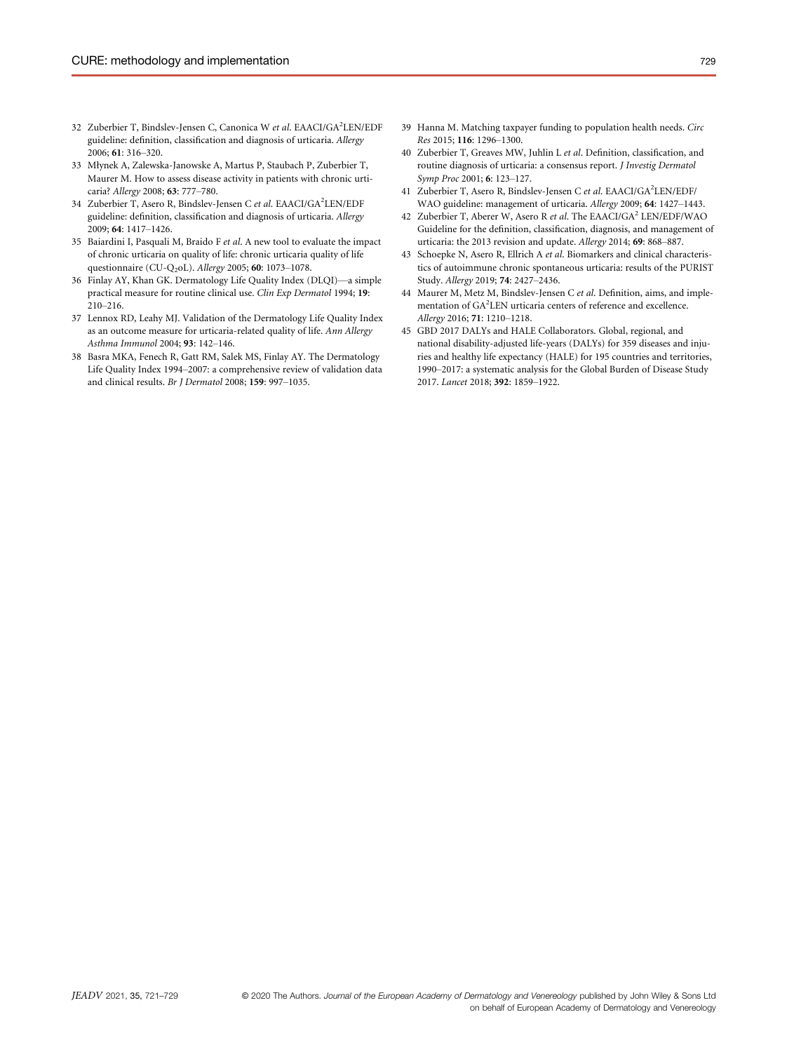32 Zuberbier T, Bindslev-Jensen C, Canonica W *et al*. EAACI/GA$^2$LEN/EDF guideline: definition, classification and diagnosis of urticaria. *Allergy* 2006; **61**: 316–320.

33 Młynek A, Zalewska-Janowske A, Martus P, Staubach P, Zuberbier T, Maurer M. How to assess disease activity in patients with chronic urticaria? *Allergy* 2008; **63**: 777–780.

34 Zuberbier T, Asero R, Bindslev-Jensen C *et al*. EAACI/GA$^2$LEN/EDF guideline: definition, classification and diagnosis of urticaria. *Allergy* 2009; **64**: 1417–1426.

35 Baiardini I, Pasquali M, Braido F *et al*. A new tool to evaluate the impact of chronic urticaria on quality of life: chronic urticaria quality of life questionnaire (CU-$Q_2$oL). *Allergy* 2005; **60**: 1073–1078.

36 Finlay AY, Khan GK. Dermatology Life Quality Index (DLQI)—a simple practical measure for routine clinical use. *Clin Exp Dermatol* 1994; **19**: 210–216.

37 Lennox RD, Leahy MJ. Validation of the Dermatology Life Quality Index as an outcome measure for urticaria-related quality of life. *Ann Allergy Asthma Immunol* 2004; **93**: 142–146.

38 Basra MKA, Fenech R, Gatt RM, Salek MS, Finlay AY. The Dermatology Life Quality Index 1994–2007: a comprehensive review of validation data and clinical results. *Br J Dermatol* 2008; **159**: 997–1035.

39 Hanna M. Matching taxpayer funding to population health needs. *Circ Res* 2015; **116**: 1296–1300.

40 Zuberbier T, Greaves MW, Juhlin L *et al*. Definition, classification, and routine diagnosis of urticaria: a consensus report. *J Investig Dermatol Symp Proc* 2001; **6**: 123–127.

41 Zuberbier T, Asero R, Bindslev-Jensen C *et al*. EAACI/GA$^2$LEN/EDF/WAO guideline: management of urticaria. *Allergy* 2009; **64**: 1427–1443.

42 Zuberbier T, Aberer W, Asero R *et al*. The EAACI/GA$^2$ LEN/EDF/WAO Guideline for the definition, classification, diagnosis, and management of urticaria: the 2013 revision and update. *Allergy* 2014; **69**: 868–887.

43 Schoepke N, Asero R, Ellrich A *et al*. Biomarkers and clinical characteristics of autoimmune chronic spontaneous urticaria: results of the PURIST Study. *Allergy* 2019; **74**: 2427–2436.

44 Maurer M, Metz M, Bindslev-Jensen C *et al*. Definition, aims, and implementation of GA$^2$LEN urticaria centers of reference and excellence. *Allergy* 2016; **71**: 1210–1218.

45 GBD 2017 DALYs and HALE Collaborators. Global, regional, and national disability-adjusted life-years (DALYs) for 359 diseases and injuries and healthy life expectancy (HALE) for 195 countries and territories, 1990–2017: a systematic analysis for the Global Burden of Disease Study 2017. *Lancet* 2018; **392**: 1859–1922.